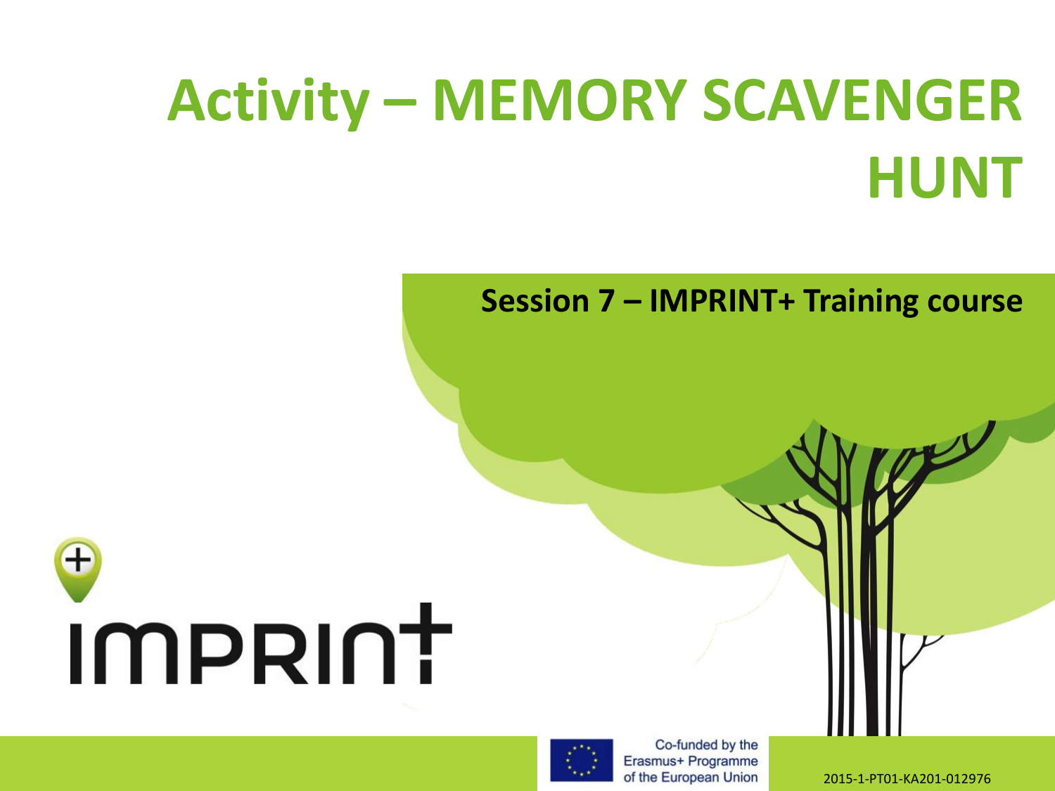# Activity – MEMORY SCAVENGER HUNT

**Session 7 – IMPRINT+ Training course**

IMPRINT

Co-funded by the Erasmus+ Programme of the European Union

2015-1-PT01-KA201-012976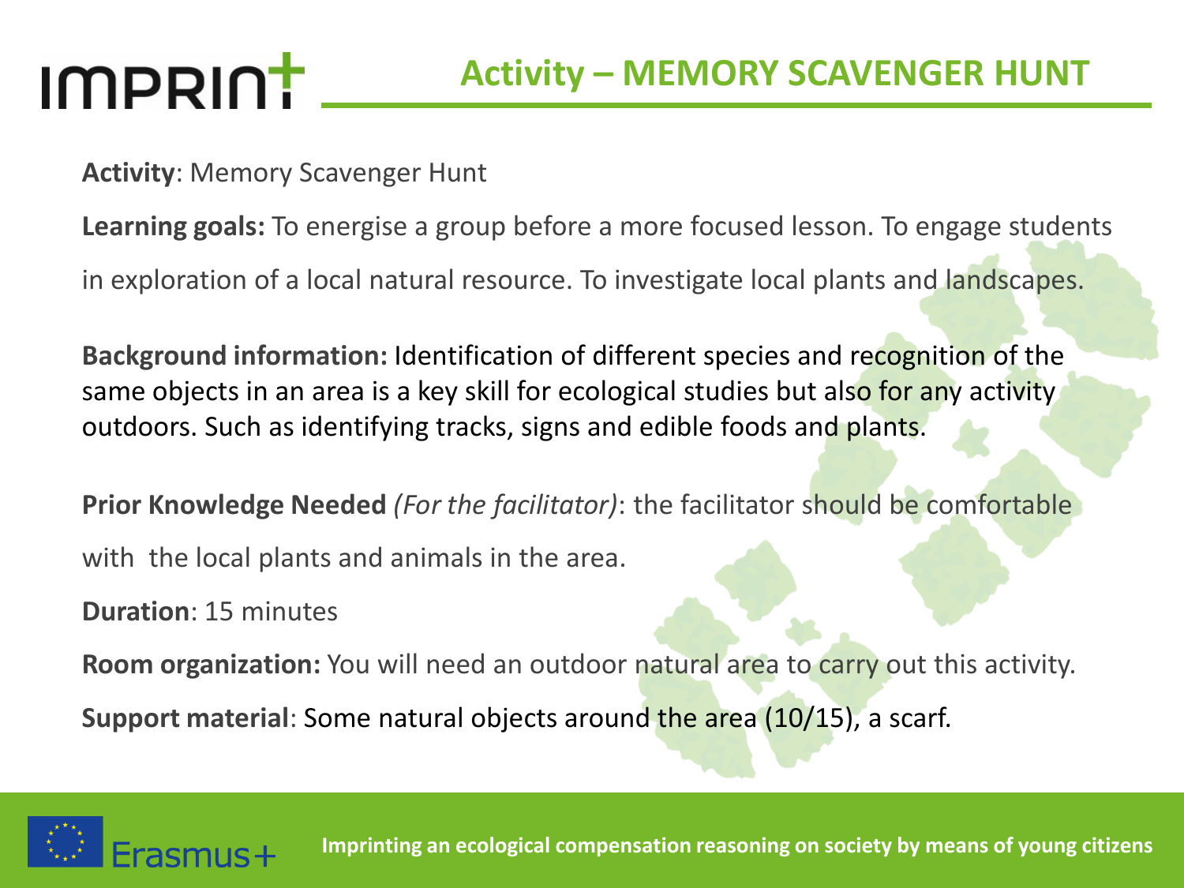# Activity – MEMORY SCAVENGER HUNT

**Activity**: Memory Scavenger Hunt

**Learning goals:** To energise a group before a more focused lesson. To engage students in exploration of a local natural resource. To investigate local plants and landscapes.

**Background information:** Identification of different species and recognition of the same objects in an area is a key skill for ecological studies but also for any activity outdoors. Such as identifying tracks, signs and edible foods and plants.

**Prior Knowledge Needed** *(For the facilitator)*: the facilitator should be comfortable with the local plants and animals in the area.

**Duration**: 15 minutes

**Room organization:** You will need an outdoor natural area to carry out this activity.

**Support material**: Some natural objects around the area (10/15), a scarf.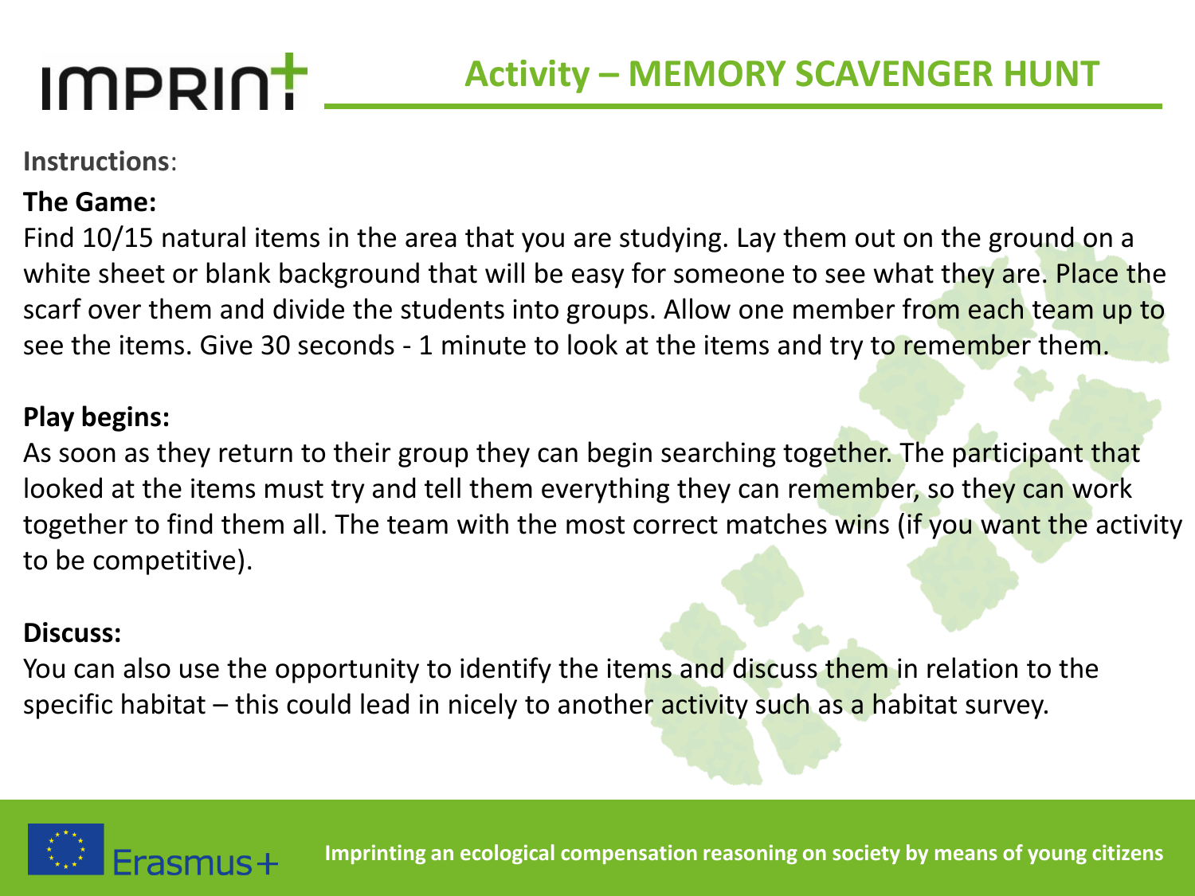# Activity – MEMORY SCAVENGER HUNT

**Instructions**:

**The Game:**

Find 10/15 natural items in the area that you are studying. Lay them out on the ground on a white sheet or blank background that will be easy for someone to see what they are. Place the scarf over them and divide the students into groups. Allow one member from each team up to see the items. Give 30 seconds - 1 minute to look at the items and try to remember them.

**Play begins:**

As soon as they return to their group they can begin searching together. The participant that looked at the items must try and tell them everything they can remember, so they can work together to find them all. The team with the most correct matches wins (if you want the activity to be competitive).

**Discuss:**

You can also use the opportunity to identify the items and discuss them in relation to the specific habitat – this could lead in nicely to another activity such as a habitat survey.